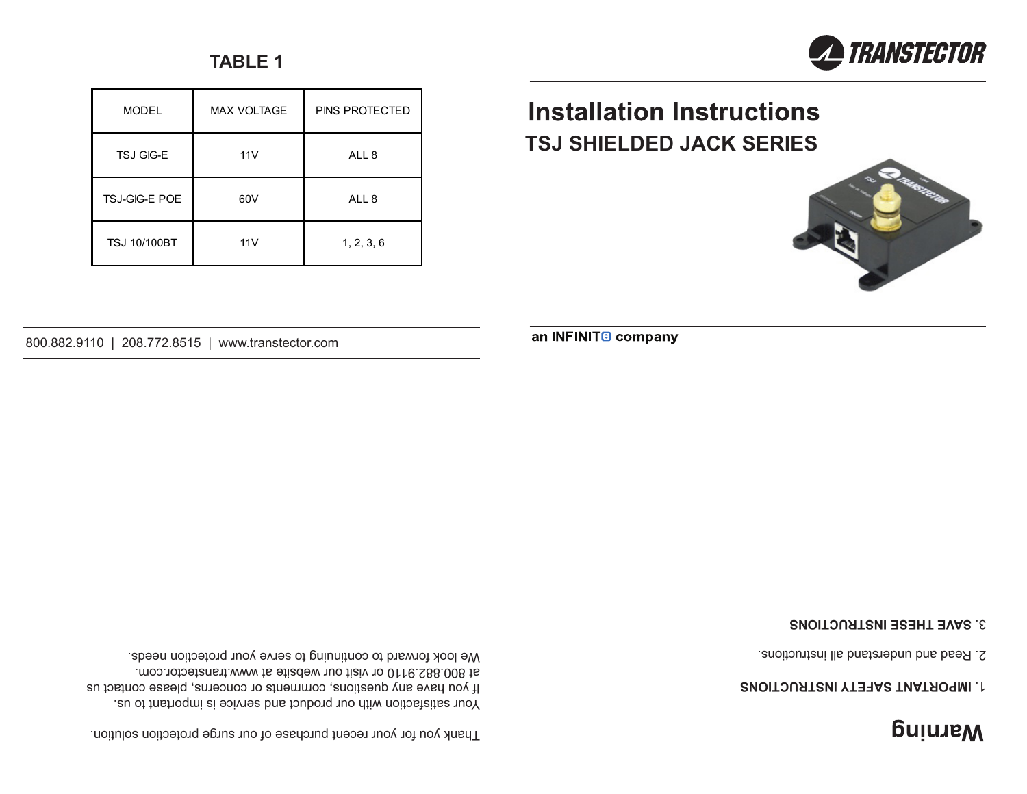## TABLE 1

| MODEL | MAX VOLTAGE | PINS PROTECTED |
| --- | --- | --- |
| TSJ GIG-E | 11V | ALL 8 |
| TSJ-GIG-E POE | 60V | ALL 8 |
| TSJ 10/100BT | 11V | 1, 2, 3, 6 |

800.882.9110 | 208.772.8515 | www.transtector.com

TRANSTECTOR

# Installation Instructions

## TSJ SHIELDED JACK SERIES

an INFINITE company

Thank you for your recent purchase of our surge protection solution.

Your satisfaction with our product and service is important to us. If you have any questions, comments or concerns, please contact us at 800.882.9110 or visit our website at www.transtector.com. We look forward to continuing to serve your protection needs.

# Warning

1. **IMPORTANT SAFETY INSTRUCTIONS**

2. Read and understand all instructions.

3. **SAVE THESE INSTRUCTIONS**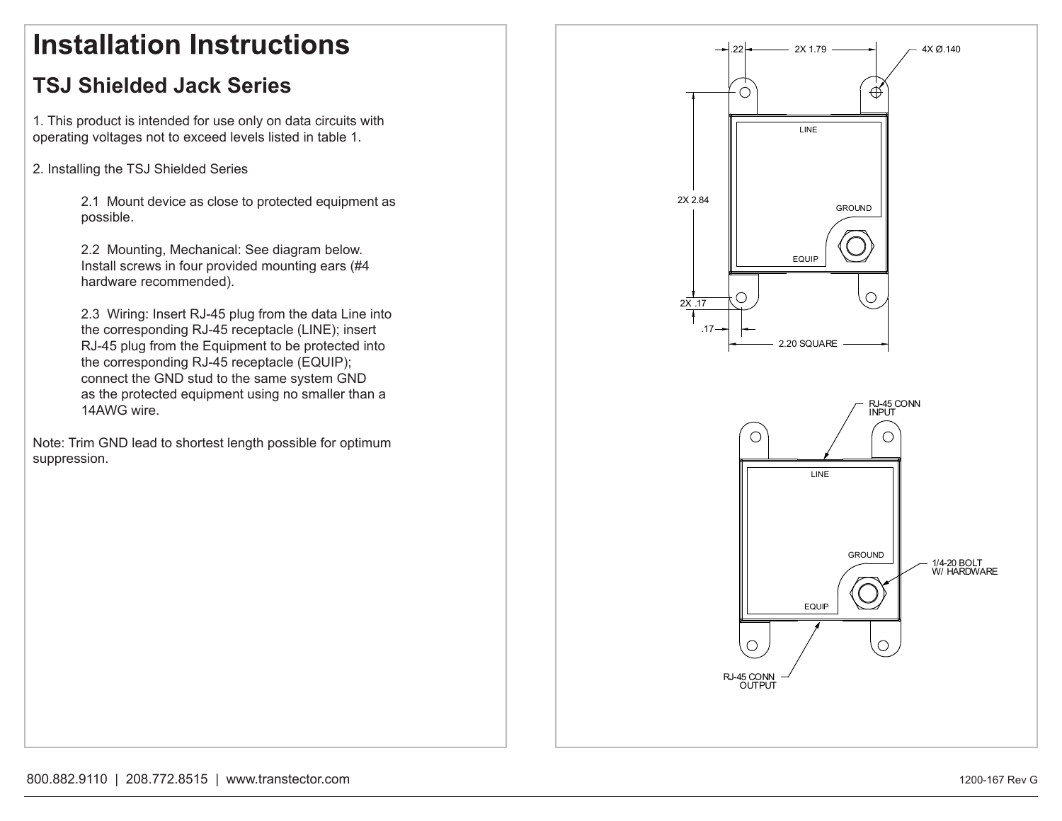# Installation Instructions

## TSJ Shielded Jack Series

1. This product is intended for use only on data circuits with operating voltages not to exceed levels listed in table 1.

2. Installing the TSJ Shielded Series

   2.1 Mount device as close to protected equipment as possible.

   2.2 Mounting, Mechanical: See diagram below. Install screws in four provided mounting ears (#4 hardware recommended).

   2.3 Wiring: Insert RJ-45 plug from the data Line into the corresponding RJ-45 receptacle (LINE); insert RJ-45 plug from the Equipment to be protected into the corresponding RJ-45 receptacle (EQUIP); connect the GND stud to the same system GND as the protected equipment using no smaller than a 14AWG wire.

Note: Trim GND lead to shortest length possible for optimum suppression.

.22
2X 1.79
4X Ø.140
LINE
2X 2.84
GROUND
EQUIP
2X .17
.17
2.20 SQUARE

RJ-45 CONN
INPUT
LINE
GROUND
1/4-20 BOLT
W/ HARDWARE
EQUIP
RJ-45 CONN
OUTPUT

800.882.9110 | 208.772.8515 | www.transtector.com

1200-167 Rev G